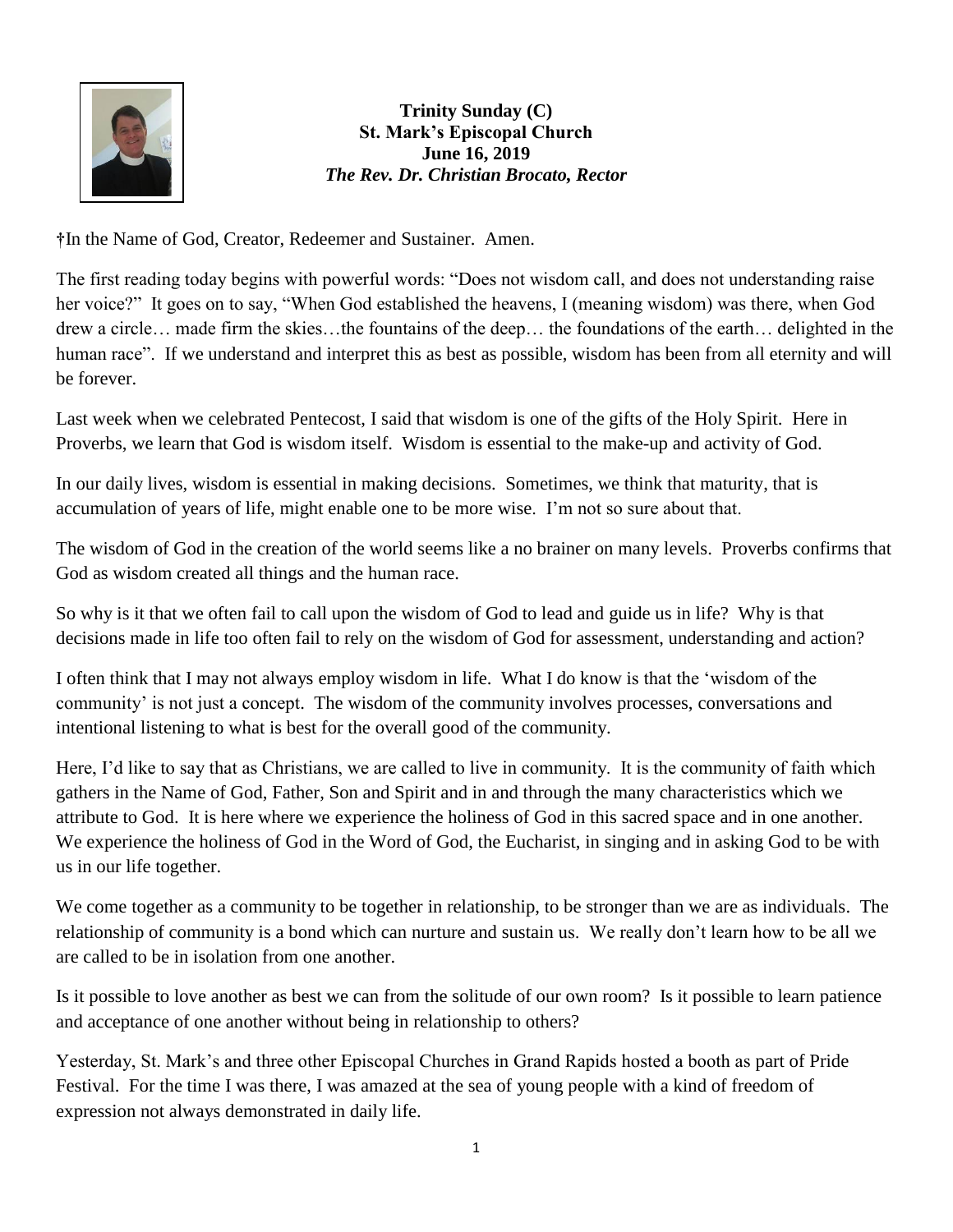**Trinity Sunday (C)**
**St. Mark's Episcopal Church**
**June 16, 2019**
***The Rev. Dr. Christian Brocato, Rector***

†In the Name of God, Creator, Redeemer and Sustainer. Amen.

The first reading today begins with powerful words: "Does not wisdom call, and does not understanding raise her voice?" It goes on to say, "When God established the heavens, I (meaning wisdom) was there, when God drew a circle… made firm the skies…the fountains of the deep… the foundations of the earth… delighted in the human race". If we understand and interpret this as best as possible, wisdom has been from all eternity and will be forever.

Last week when we celebrated Pentecost, I said that wisdom is one of the gifts of the Holy Spirit. Here in Proverbs, we learn that God is wisdom itself. Wisdom is essential to the make-up and activity of God.

In our daily lives, wisdom is essential in making decisions. Sometimes, we think that maturity, that is accumulation of years of life, might enable one to be more wise. I'm not so sure about that.

The wisdom of God in the creation of the world seems like a no brainer on many levels. Proverbs confirms that God as wisdom created all things and the human race.

So why is it that we often fail to call upon the wisdom of God to lead and guide us in life? Why is that decisions made in life too often fail to rely on the wisdom of God for assessment, understanding and action?

I often think that I may not always employ wisdom in life. What I do know is that the 'wisdom of the community' is not just a concept. The wisdom of the community involves processes, conversations and intentional listening to what is best for the overall good of the community.

Here, I'd like to say that as Christians, we are called to live in community. It is the community of faith which gathers in the Name of God, Father, Son and Spirit and in and through the many characteristics which we attribute to God. It is here where we experience the holiness of God in this sacred space and in one another. We experience the holiness of God in the Word of God, the Eucharist, in singing and in asking God to be with us in our life together.

We come together as a community to be together in relationship, to be stronger than we are as individuals. The relationship of community is a bond which can nurture and sustain us. We really don't learn how to be all we are called to be in isolation from one another.

Is it possible to love another as best we can from the solitude of our own room? Is it possible to learn patience and acceptance of one another without being in relationship to others?

Yesterday, St. Mark's and three other Episcopal Churches in Grand Rapids hosted a booth as part of Pride Festival. For the time I was there, I was amazed at the sea of young people with a kind of freedom of expression not always demonstrated in daily life.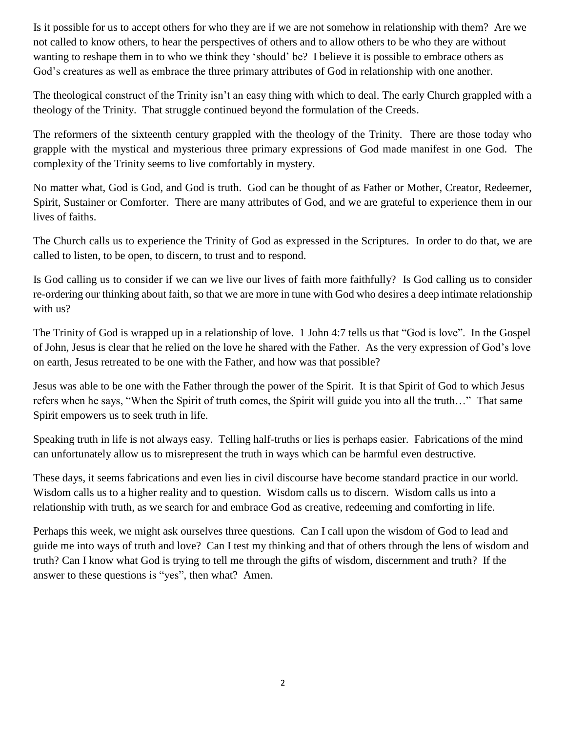Is it possible for us to accept others for who they are if we are not somehow in relationship with them? Are we not called to know others, to hear the perspectives of others and to allow others to be who they are without wanting to reshape them in to who we think they 'should' be? I believe it is possible to embrace others as God's creatures as well as embrace the three primary attributes of God in relationship with one another.

The theological construct of the Trinity isn't an easy thing with which to deal. The early Church grappled with a theology of the Trinity. That struggle continued beyond the formulation of the Creeds.

The reformers of the sixteenth century grappled with the theology of the Trinity. There are those today who grapple with the mystical and mysterious three primary expressions of God made manifest in one God. The complexity of the Trinity seems to live comfortably in mystery.

No matter what, God is God, and God is truth. God can be thought of as Father or Mother, Creator, Redeemer, Spirit, Sustainer or Comforter. There are many attributes of God, and we are grateful to experience them in our lives of faiths.

The Church calls us to experience the Trinity of God as expressed in the Scriptures. In order to do that, we are called to listen, to be open, to discern, to trust and to respond.

Is God calling us to consider if we can we live our lives of faith more faithfully? Is God calling us to consider re-ordering our thinking about faith, so that we are more in tune with God who desires a deep intimate relationship with us?

The Trinity of God is wrapped up in a relationship of love. 1 John 4:7 tells us that "God is love". In the Gospel of John, Jesus is clear that he relied on the love he shared with the Father. As the very expression of God's love on earth, Jesus retreated to be one with the Father, and how was that possible?

Jesus was able to be one with the Father through the power of the Spirit. It is that Spirit of God to which Jesus refers when he says, "When the Spirit of truth comes, the Spirit will guide you into all the truth…" That same Spirit empowers us to seek truth in life.

Speaking truth in life is not always easy. Telling half-truths or lies is perhaps easier. Fabrications of the mind can unfortunately allow us to misrepresent the truth in ways which can be harmful even destructive.

These days, it seems fabrications and even lies in civil discourse have become standard practice in our world. Wisdom calls us to a higher reality and to question. Wisdom calls us to discern. Wisdom calls us into a relationship with truth, as we search for and embrace God as creative, redeeming and comforting in life.

Perhaps this week, we might ask ourselves three questions. Can I call upon the wisdom of God to lead and guide me into ways of truth and love? Can I test my thinking and that of others through the lens of wisdom and truth? Can I know what God is trying to tell me through the gifts of wisdom, discernment and truth? If the answer to these questions is "yes", then what? Amen.